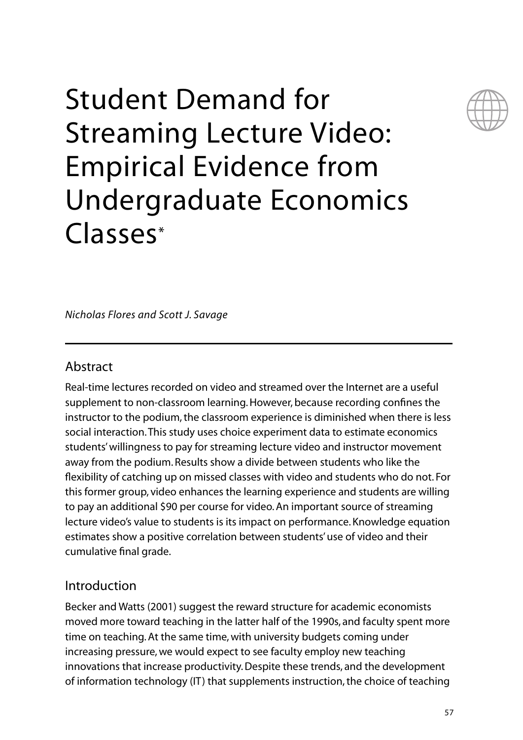# Student Demand for Streaming Lecture Video: Empirical Evidence from Undergraduate Economics Classes*

*Nicholas Flores and Scott J. Savage*

## Abstract

Real-time lectures recorded on video and streamed over the Internet are a useful supplement to non-classroom learning. However, because recording confines the instructor to the podium, the classroom experience is diminished when there is less social interaction. This study uses choice experiment data to estimate economics students' willingness to pay for streaming lecture video and instructor movement away from the podium. Results show a divide between students who like the flexibility of catching up on missed classes with video and students who do not. For this former group, video enhances the learning experience and students are willing to pay an additional $90 per course for video. An important source of streaming lecture video's value to students is its impact on performance. Knowledge equation estimates show a positive correlation between students' use of video and their cumulative final grade.

## Introduction

Becker and Watts (2001) suggest the reward structure for academic economists moved more toward teaching in the latter half of the 1990s, and faculty spent more time on teaching. At the same time, with university budgets coming under increasing pressure, we would expect to see faculty employ new teaching innovations that increase productivity. Despite these trends, and the development of information technology (IT) that supplements instruction, the choice of teaching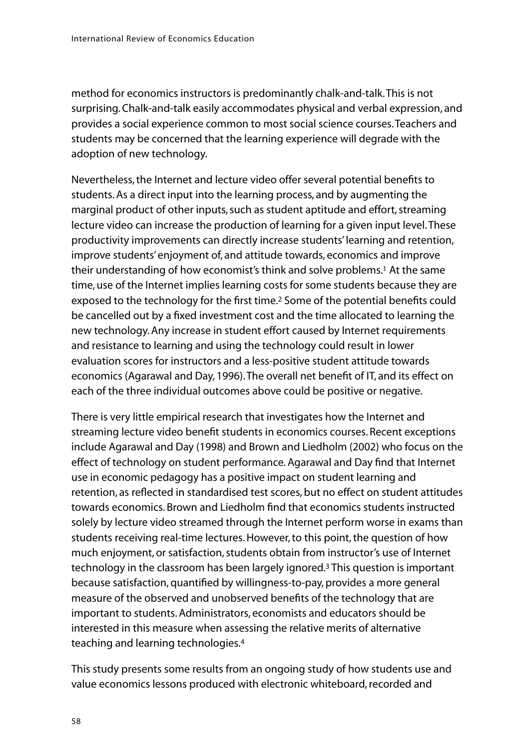method for economics instructors is predominantly chalk-and-talk. This is not surprising. Chalk-and-talk easily accommodates physical and verbal expression, and provides a social experience common to most social science courses. Teachers and students may be concerned that the learning experience will degrade with the adoption of new technology.

Nevertheless, the Internet and lecture video offer several potential benefits to students. As a direct input into the learning process, and by augmenting the marginal product of other inputs, such as student aptitude and effort, streaming lecture video can increase the production of learning for a given input level. These productivity improvements can directly increase students' learning and retention, improve students' enjoyment of, and attitude towards, economics and improve their understanding of how economist's think and solve problems.[1] At the same time, use of the Internet implies learning costs for some students because they are exposed to the technology for the first time.[2] Some of the potential benefits could be cancelled out by a fixed investment cost and the time allocated to learning the new technology. Any increase in student effort caused by Internet requirements and resistance to learning and using the technology could result in lower evaluation scores for instructors and a less-positive student attitude towards economics (Agarawal and Day, 1996). The overall net benefit of IT, and its effect on each of the three individual outcomes above could be positive or negative.

There is very little empirical research that investigates how the Internet and streaming lecture video benefit students in economics courses. Recent exceptions include Agarawal and Day (1998) and Brown and Liedholm (2002) who focus on the effect of technology on student performance. Agarawal and Day find that Internet use in economic pedagogy has a positive impact on student learning and retention, as reflected in standardised test scores, but no effect on student attitudes towards economics. Brown and Liedholm find that economics students instructed solely by lecture video streamed through the Internet perform worse in exams than students receiving real-time lectures. However, to this point, the question of how much enjoyment, or satisfaction, students obtain from instructor's use of Internet technology in the classroom has been largely ignored.[3] This question is important because satisfaction, quantified by willingness-to-pay, provides a more general measure of the observed and unobserved benefits of the technology that are important to students. Administrators, economists and educators should be interested in this measure when assessing the relative merits of alternative teaching and learning technologies.[4]

This study presents some results from an ongoing study of how students use and value economics lessons produced with electronic whiteboard, recorded and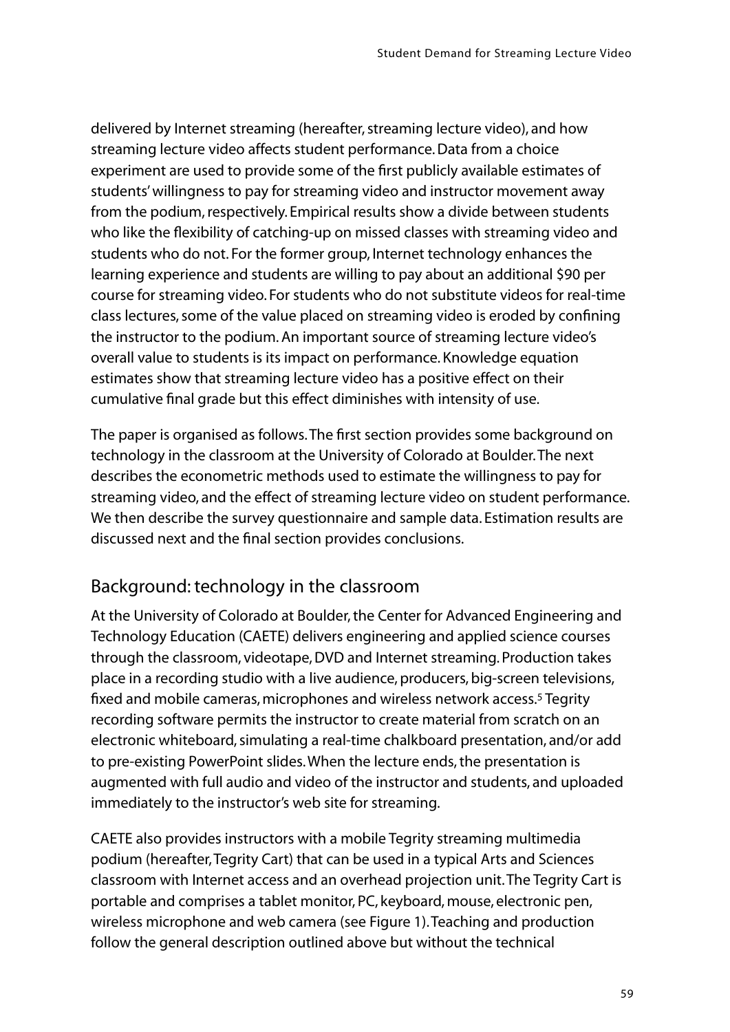delivered by Internet streaming (hereafter, streaming lecture video), and how streaming lecture video affects student performance. Data from a choice experiment are used to provide some of the first publicly available estimates of students' willingness to pay for streaming video and instructor movement away from the podium, respectively. Empirical results show a divide between students who like the flexibility of catching-up on missed classes with streaming video and students who do not. For the former group, Internet technology enhances the learning experience and students are willing to pay about an additional $90 per course for streaming video. For students who do not substitute videos for real-time class lectures, some of the value placed on streaming video is eroded by confining the instructor to the podium. An important source of streaming lecture video's overall value to students is its impact on performance. Knowledge equation estimates show that streaming lecture video has a positive effect on their cumulative final grade but this effect diminishes with intensity of use.

The paper is organised as follows. The first section provides some background on technology in the classroom at the University of Colorado at Boulder. The next describes the econometric methods used to estimate the willingness to pay for streaming video, and the effect of streaming lecture video on student performance. We then describe the survey questionnaire and sample data. Estimation results are discussed next and the final section provides conclusions.

## Background: technology in the classroom

At the University of Colorado at Boulder, the Center for Advanced Engineering and Technology Education (CAETE) delivers engineering and applied science courses through the classroom, videotape, DVD and Internet streaming. Production takes place in a recording studio with a live audience, producers, big-screen televisions, fixed and mobile cameras, microphones and wireless network access.[5] Tegrity recording software permits the instructor to create material from scratch on an electronic whiteboard, simulating a real-time chalkboard presentation, and/or add to pre-existing PowerPoint slides. When the lecture ends, the presentation is augmented with full audio and video of the instructor and students, and uploaded immediately to the instructor's web site for streaming.

CAETE also provides instructors with a mobile Tegrity streaming multimedia podium (hereafter, Tegrity Cart) that can be used in a typical Arts and Sciences classroom with Internet access and an overhead projection unit. The Tegrity Cart is portable and comprises a tablet monitor, PC, keyboard, mouse, electronic pen, wireless microphone and web camera (see Figure 1). Teaching and production follow the general description outlined above but without the technical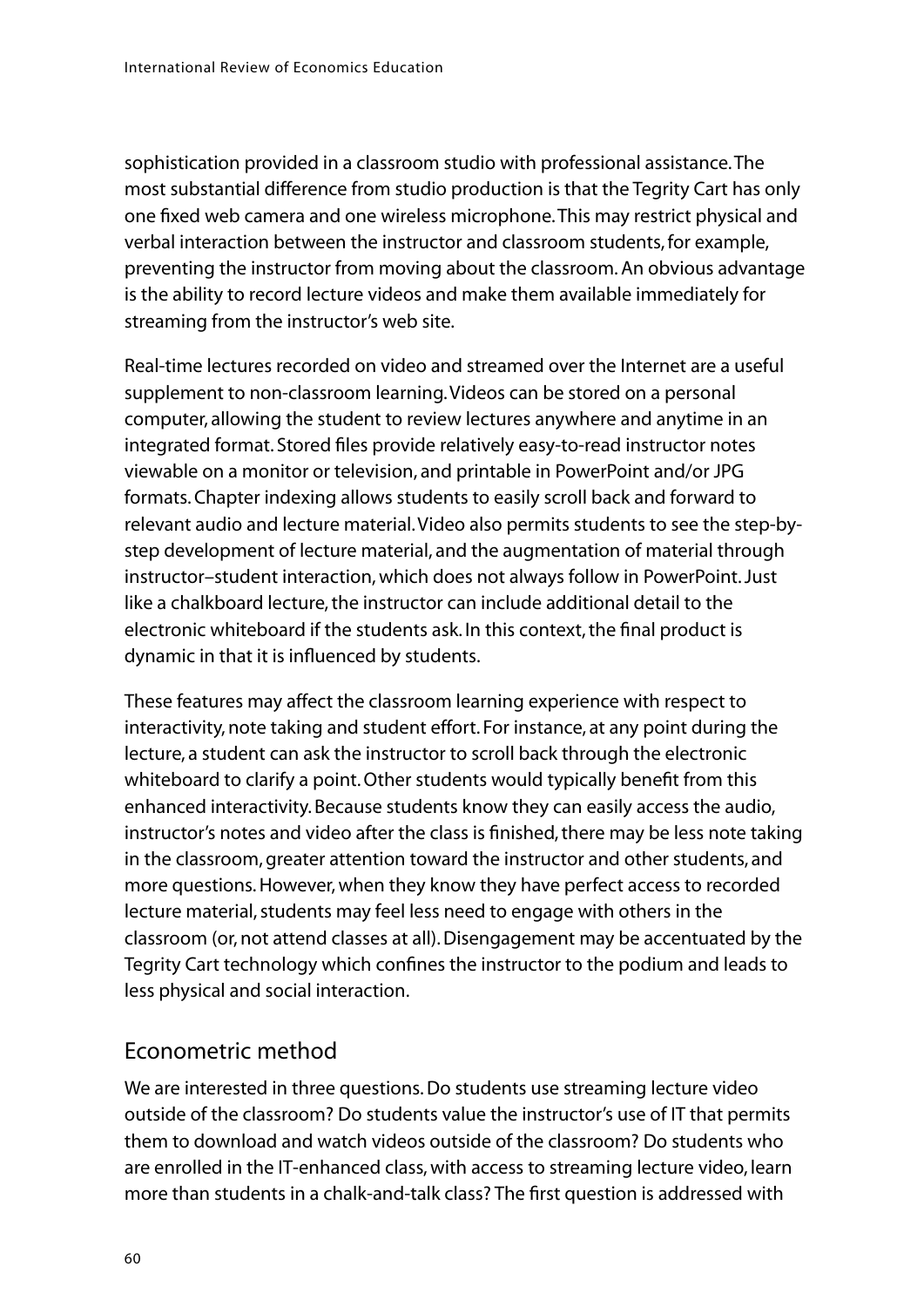sophistication provided in a classroom studio with professional assistance. The most substantial difference from studio production is that the Tegrity Cart has only one fixed web camera and one wireless microphone. This may restrict physical and verbal interaction between the instructor and classroom students, for example, preventing the instructor from moving about the classroom. An obvious advantage is the ability to record lecture videos and make them available immediately for streaming from the instructor's web site.

Real-time lectures recorded on video and streamed over the Internet are a useful supplement to non-classroom learning. Videos can be stored on a personal computer, allowing the student to review lectures anywhere and anytime in an integrated format. Stored files provide relatively easy-to-read instructor notes viewable on a monitor or television, and printable in PowerPoint and/or JPG formats. Chapter indexing allows students to easily scroll back and forward to relevant audio and lecture material. Video also permits students to see the step-by-step development of lecture material, and the augmentation of material through instructor–student interaction, which does not always follow in PowerPoint. Just like a chalkboard lecture, the instructor can include additional detail to the electronic whiteboard if the students ask. In this context, the final product is dynamic in that it is influenced by students.

These features may affect the classroom learning experience with respect to interactivity, note taking and student effort. For instance, at any point during the lecture, a student can ask the instructor to scroll back through the electronic whiteboard to clarify a point. Other students would typically benefit from this enhanced interactivity. Because students know they can easily access the audio, instructor's notes and video after the class is finished, there may be less note taking in the classroom, greater attention toward the instructor and other students, and more questions. However, when they know they have perfect access to recorded lecture material, students may feel less need to engage with others in the classroom (or, not attend classes at all). Disengagement may be accentuated by the Tegrity Cart technology which confines the instructor to the podium and leads to less physical and social interaction.

## Econometric method

We are interested in three questions. Do students use streaming lecture video outside of the classroom? Do students value the instructor's use of IT that permits them to download and watch videos outside of the classroom? Do students who are enrolled in the IT-enhanced class, with access to streaming lecture video, learn more than students in a chalk-and-talk class? The first question is addressed with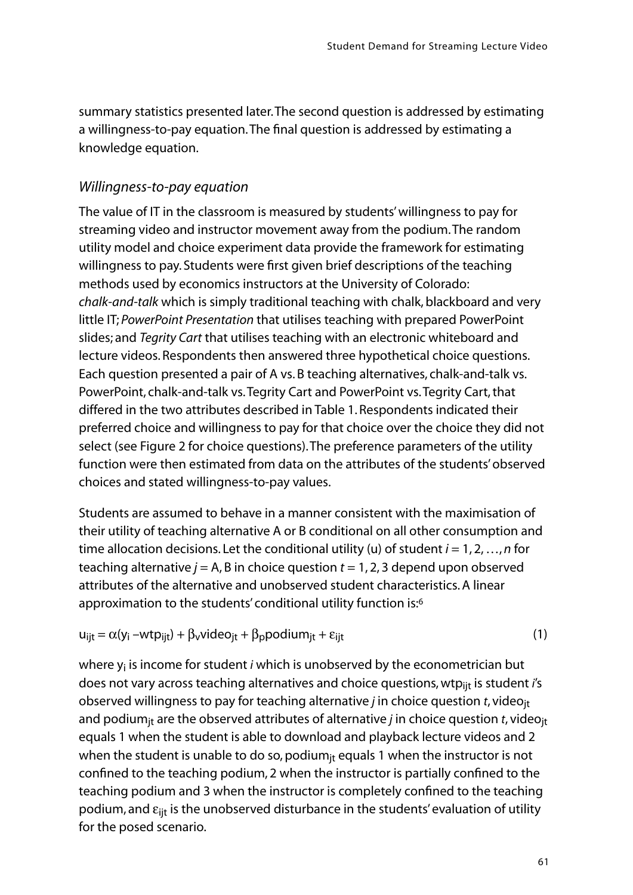summary statistics presented later. The second question is addressed by estimating a willingness-to-pay equation. The final question is addressed by estimating a knowledge equation.

### *Willingness-to-pay equation*

The value of IT in the classroom is measured by students' willingness to pay for streaming video and instructor movement away from the podium. The random utility model and choice experiment data provide the framework for estimating willingness to pay. Students were first given brief descriptions of the teaching methods used by economics instructors at the University of Colorado: *chalk-and-talk* which is simply traditional teaching with chalk, blackboard and very little IT; *PowerPoint Presentation* that utilises teaching with prepared PowerPoint slides; and *Tegrity Cart* that utilises teaching with an electronic whiteboard and lecture videos. Respondents then answered three hypothetical choice questions. Each question presented a pair of A vs. B teaching alternatives, chalk-and-talk vs. PowerPoint, chalk-and-talk vs. Tegrity Cart and PowerPoint vs. Tegrity Cart, that differed in the two attributes described in Table 1. Respondents indicated their preferred choice and willingness to pay for that choice over the choice they did not select (see Figure 2 for choice questions). The preference parameters of the utility function were then estimated from data on the attributes of the students' observed choices and stated willingness-to-pay values.

Students are assumed to behave in a manner consistent with the maximisation of their utility of teaching alternative A or B conditional on all other consumption and time allocation decisions. Let the conditional utility (u) of student $i = 1, 2, \ldots, n$ for teaching alternative $j$ = A, B in choice question $t = 1, 2, 3$ depend upon observed attributes of the alternative and unobserved student characteristics. A linear approximation to the students' conditional utility function is:[6]

$$u_{ijt} = \alpha(y_i - wtp_{ijt}) + \beta_v video_{jt} + \beta_p podium_{jt} + \varepsilon_{ijt} \tag{1}$$

where $y_i$ is income for student $i$ which is unobserved by the econometrician but does not vary across teaching alternatives and choice questions, $wtp_{ijt}$ is student $i$'s observed willingness to pay for teaching alternative $j$ in choice question $t$, $video_{jt}$ and $podium_{jt}$ are the observed attributes of alternative $j$ in choice question $t$, $video_{jt}$ equals 1 when the student is able to download and playback lecture videos and 2 when the student is unable to do so, $podium_{jt}$ equals 1 when the instructor is not confined to the teaching podium, 2 when the instructor is partially confined to the teaching podium and 3 when the instructor is completely confined to the teaching podium, and $\varepsilon_{ijt}$ is the unobserved disturbance in the students' evaluation of utility for the posed scenario.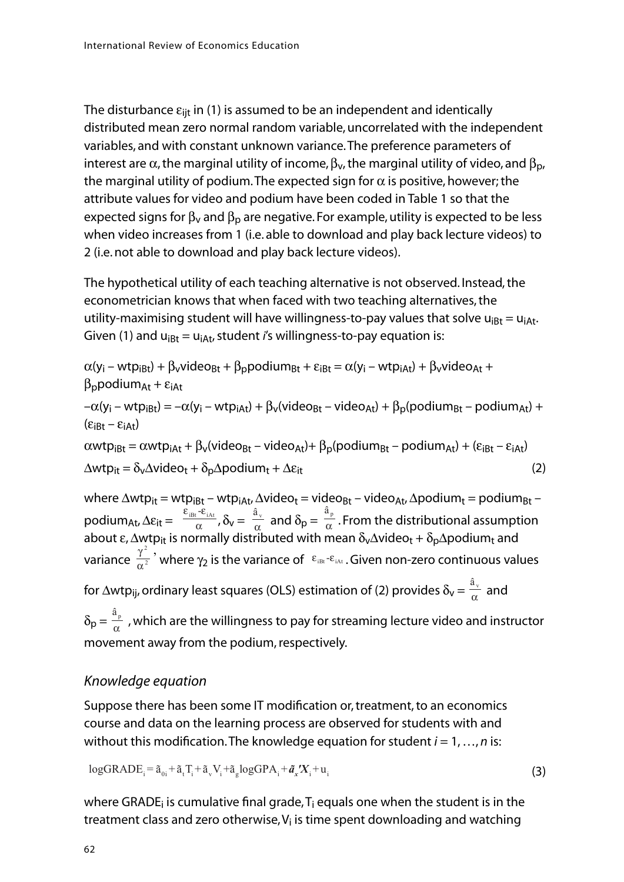The disturbance $\varepsilon_{ijt}$ in (1) is assumed to be an independent and identically distributed mean zero normal random variable, uncorrelated with the independent variables, and with constant unknown variance. The preference parameters of interest are $\alpha$, the marginal utility of income, $\beta_v$, the marginal utility of video, and $\beta_p$, the marginal utility of podium. The expected sign for $\alpha$ is positive, however; the attribute values for video and podium have been coded in Table 1 so that the expected signs for $\beta_v$ and $\beta_p$ are negative. For example, utility is expected to be less when video increases from 1 (i.e. able to download and play back lecture videos) to 2 (i.e. not able to download and play back lecture videos).

The hypothetical utility of each teaching alternative is not observed. Instead, the econometrician knows that when faced with two teaching alternatives, the utility-maximising student will have willingness-to-pay values that solve $u_{iBt} = u_{iAt}$. Given (1) and $u_{iBt} = u_{iAt}$, student *i*'s willingness-to-pay equation is:

$$\alpha(y_i - wtp_{iBt}) + \beta_v video_{Bt} + \beta_p podium_{Bt} + \varepsilon_{iBt} = \alpha(y_i - wtp_{iAt}) + \beta_v video_{At} + \beta_p podium_{At} + \varepsilon_{iAt}$$

$$-\alpha(y_i - wtp_{iBt}) = -\alpha(y_i - wtp_{iAt}) + \beta_v(video_{Bt} - video_{At}) + \beta_p(podium_{Bt} - podium_{At}) + (\varepsilon_{iBt} - \varepsilon_{iAt})$$

$$\alpha wtp_{iBt} = \alpha wtp_{iAt} + \beta_v(video_{Bt} - video_{At}) + \beta_p(podium_{Bt} - podium_{At}) + (\varepsilon_{iBt} - \varepsilon_{iAt})$$

$$\Delta wtp_{it} = \delta_v \Delta video_t + \delta_p \Delta podium_t + \Delta\varepsilon_{it} \quad (2)$$

where $\Delta wtp_{it} = wtp_{iBt} - wtp_{iAt}$, $\Delta video_t = video_{Bt} - video_{At}$, $\Delta podium_t = podium_{Bt} - podium_{At}$, $\Delta\varepsilon_{it} = \frac{\varepsilon_{iBt} - \varepsilon_{iAt}}{\alpha}$, $\delta_v = \frac{\hat{a}_v}{\alpha}$ and $\delta_p = \frac{\hat{a}_p}{\alpha}$. From the distributional assumption about $\varepsilon$, $\Delta wtp_{it}$ is normally distributed with mean $\delta_v \Delta video_t + \delta_p \Delta podium_t$ and variance $\frac{\gamma^2}{\alpha^2}$, where $\gamma_2$ is the variance of $\varepsilon_{iBt} - \varepsilon_{iAt}$. Given non-zero continuous values for $\Delta wtp_{ij}$, ordinary least squares (OLS) estimation of (2) provides $\delta_v = \frac{\hat{a}_v}{\alpha}$ and $\delta_p = \frac{\hat{a}_p}{\alpha}$, which are the willingness to pay for streaming lecture video and instructor movement away from the podium, respectively.

### *Knowledge equation*

Suppose there has been some IT modification or, treatment, to an economics course and data on the learning process are observed for students with and without this modification. The knowledge equation for student $i = 1, \ldots, n$ is:

$$\log GRADE_i = \tilde{a}_{0i} + \tilde{a}_t T_i + \tilde{a}_v V_i + \tilde{a}_g \log GPA_i + \tilde{\boldsymbol{a}}_x' \boldsymbol{X}_i + u_i \quad (3)$$

where $GRADE_i$ is cumulative final grade, $T_i$ equals one when the student is in the treatment class and zero otherwise, $V_i$ is time spent downloading and watching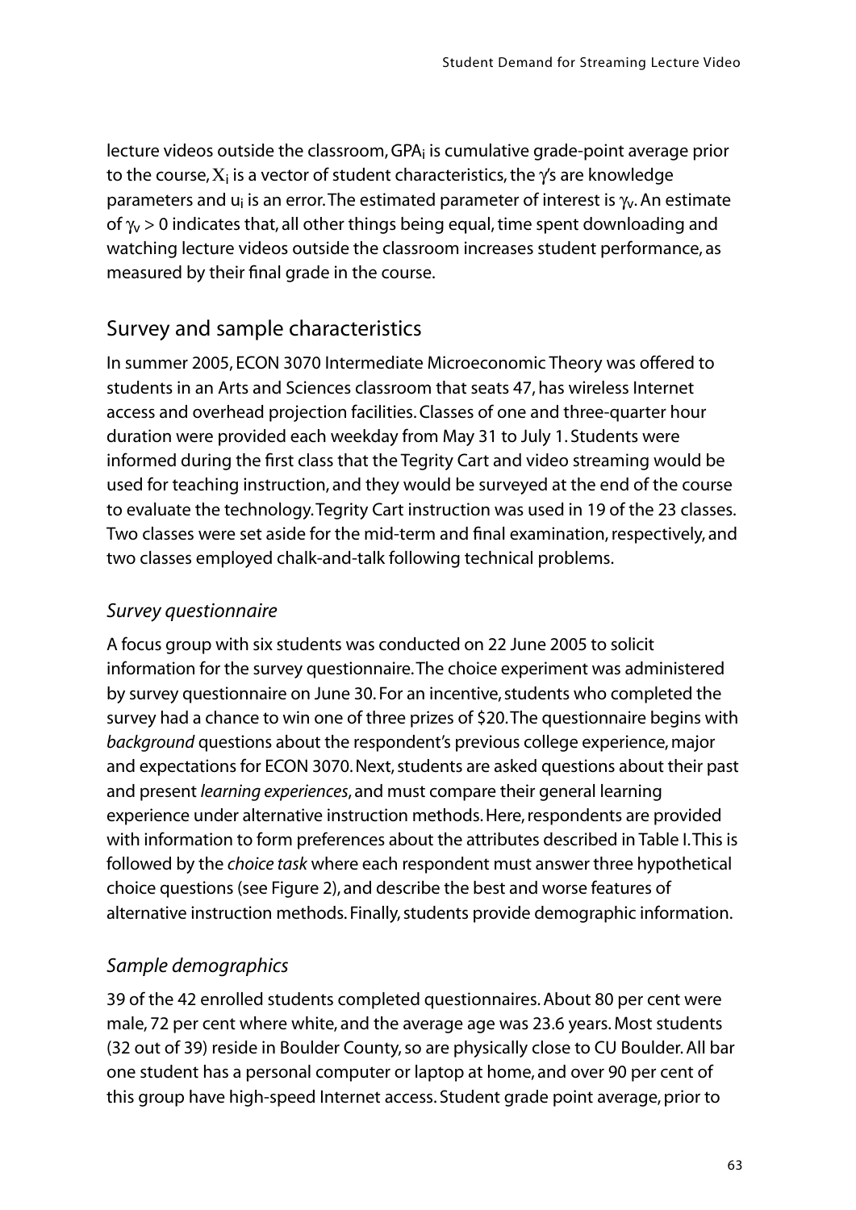lecture videos outside the classroom, $GPA_i$ is cumulative grade-point average prior to the course, $X_i$ is a vector of student characteristics, the $\gamma$'s are knowledge parameters and $u_i$ is an error. The estimated parameter of interest is $\gamma_v$. An estimate of $\gamma_v > 0$ indicates that, all other things being equal, time spent downloading and watching lecture videos outside the classroom increases student performance, as measured by their final grade in the course.

## Survey and sample characteristics

In summer 2005, ECON 3070 Intermediate Microeconomic Theory was offered to students in an Arts and Sciences classroom that seats 47, has wireless Internet access and overhead projection facilities. Classes of one and three-quarter hour duration were provided each weekday from May 31 to July 1. Students were informed during the first class that the Tegrity Cart and video streaming would be used for teaching instruction, and they would be surveyed at the end of the course to evaluate the technology. Tegrity Cart instruction was used in 19 of the 23 classes. Two classes were set aside for the mid-term and final examination, respectively, and two classes employed chalk-and-talk following technical problems.

### *Survey questionnaire*

A focus group with six students was conducted on 22 June 2005 to solicit information for the survey questionnaire. The choice experiment was administered by survey questionnaire on June 30. For an incentive, students who completed the survey had a chance to win one of three prizes of $20. The questionnaire begins with *background* questions about the respondent's previous college experience, major and expectations for ECON 3070. Next, students are asked questions about their past and present *learning experiences*, and must compare their general learning experience under alternative instruction methods. Here, respondents are provided with information to form preferences about the attributes described in Table I. This is followed by the *choice task* where each respondent must answer three hypothetical choice questions (see Figure 2), and describe the best and worse features of alternative instruction methods. Finally, students provide demographic information.

### *Sample demographics*

39 of the 42 enrolled students completed questionnaires. About 80 per cent were male, 72 per cent where white, and the average age was 23.6 years. Most students (32 out of 39) reside in Boulder County, so are physically close to CU Boulder. All bar one student has a personal computer or laptop at home, and over 90 per cent of this group have high-speed Internet access. Student grade point average, prior to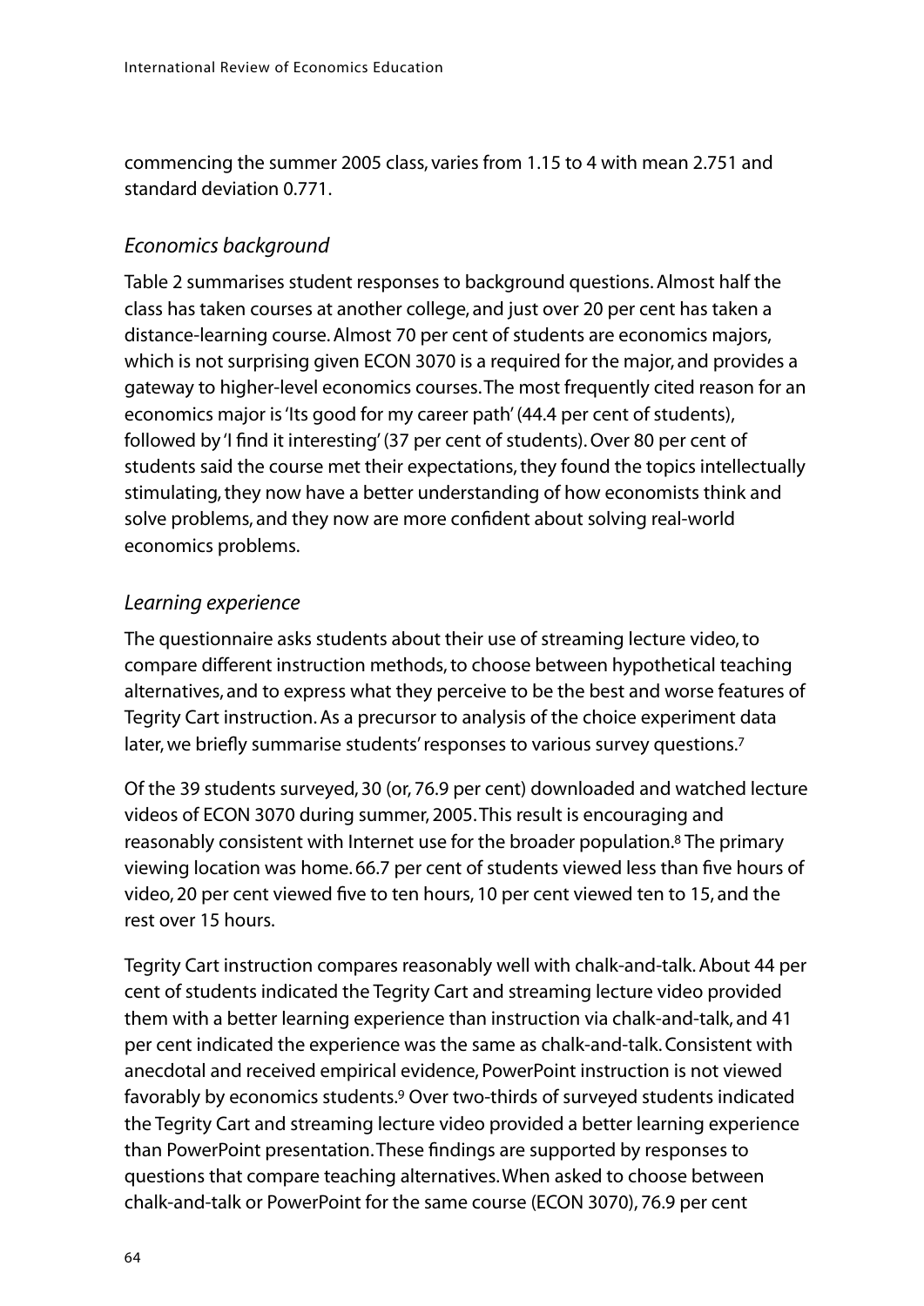commencing the summer 2005 class, varies from 1.15 to 4 with mean 2.751 and standard deviation 0.771.

### *Economics background*

Table 2 summarises student responses to background questions. Almost half the class has taken courses at another college, and just over 20 per cent has taken a distance-learning course. Almost 70 per cent of students are economics majors, which is not surprising given ECON 3070 is a required for the major, and provides a gateway to higher-level economics courses. The most frequently cited reason for an economics major is 'Its good for my career path' (44.4 per cent of students), followed by 'I find it interesting' (37 per cent of students). Over 80 per cent of students said the course met their expectations, they found the topics intellectually stimulating, they now have a better understanding of how economists think and solve problems, and they now are more confident about solving real-world economics problems.

### *Learning experience*

The questionnaire asks students about their use of streaming lecture video, to compare different instruction methods, to choose between hypothetical teaching alternatives, and to express what they perceive to be the best and worse features of Tegrity Cart instruction. As a precursor to analysis of the choice experiment data later, we briefly summarise students' responses to various survey questions.[7]

Of the 39 students surveyed, 30 (or, 76.9 per cent) downloaded and watched lecture videos of ECON 3070 during summer, 2005. This result is encouraging and reasonably consistent with Internet use for the broader population.[8] The primary viewing location was home. 66.7 per cent of students viewed less than five hours of video, 20 per cent viewed five to ten hours, 10 per cent viewed ten to 15, and the rest over 15 hours.

Tegrity Cart instruction compares reasonably well with chalk-and-talk. About 44 per cent of students indicated the Tegrity Cart and streaming lecture video provided them with a better learning experience than instruction via chalk-and-talk, and 41 per cent indicated the experience was the same as chalk-and-talk. Consistent with anecdotal and received empirical evidence, PowerPoint instruction is not viewed favorably by economics students.[9] Over two-thirds of surveyed students indicated the Tegrity Cart and streaming lecture video provided a better learning experience than PowerPoint presentation. These findings are supported by responses to questions that compare teaching alternatives. When asked to choose between chalk-and-talk or PowerPoint for the same course (ECON 3070), 76.9 per cent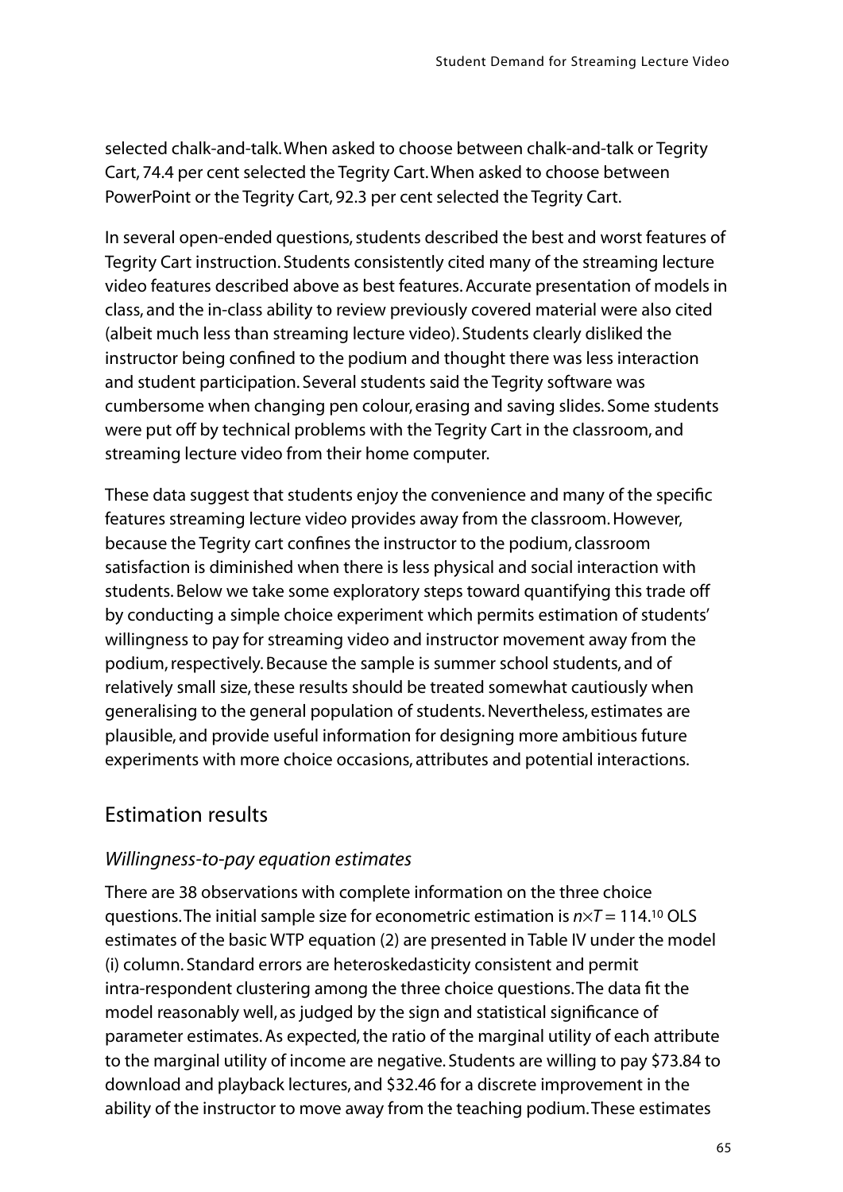selected chalk-and-talk. When asked to choose between chalk-and-talk or Tegrity Cart, 74.4 per cent selected the Tegrity Cart. When asked to choose between PowerPoint or the Tegrity Cart, 92.3 per cent selected the Tegrity Cart.

In several open-ended questions, students described the best and worst features of Tegrity Cart instruction. Students consistently cited many of the streaming lecture video features described above as best features. Accurate presentation of models in class, and the in-class ability to review previously covered material were also cited (albeit much less than streaming lecture video). Students clearly disliked the instructor being confined to the podium and thought there was less interaction and student participation. Several students said the Tegrity software was cumbersome when changing pen colour, erasing and saving slides. Some students were put off by technical problems with the Tegrity Cart in the classroom, and streaming lecture video from their home computer.

These data suggest that students enjoy the convenience and many of the specific features streaming lecture video provides away from the classroom. However, because the Tegrity cart confines the instructor to the podium, classroom satisfaction is diminished when there is less physical and social interaction with students. Below we take some exploratory steps toward quantifying this trade off by conducting a simple choice experiment which permits estimation of students' willingness to pay for streaming video and instructor movement away from the podium, respectively. Because the sample is summer school students, and of relatively small size, these results should be treated somewhat cautiously when generalising to the general population of students. Nevertheless, estimates are plausible, and provide useful information for designing more ambitious future experiments with more choice occasions, attributes and potential interactions.

## Estimation results

### *Willingness-to-pay equation estimates*

There are 38 observations with complete information on the three choice questions. The initial sample size for econometric estimation is $n \times T = 114$.[10] OLS estimates of the basic WTP equation (2) are presented in Table IV under the model (i) column. Standard errors are heteroskedasticity consistent and permit intra-respondent clustering among the three choice questions. The data fit the model reasonably well, as judged by the sign and statistical significance of parameter estimates. As expected, the ratio of the marginal utility of each attribute to the marginal utility of income are negative. Students are willing to pay \$73.84 to download and playback lectures, and \$32.46 for a discrete improvement in the ability of the instructor to move away from the teaching podium. These estimates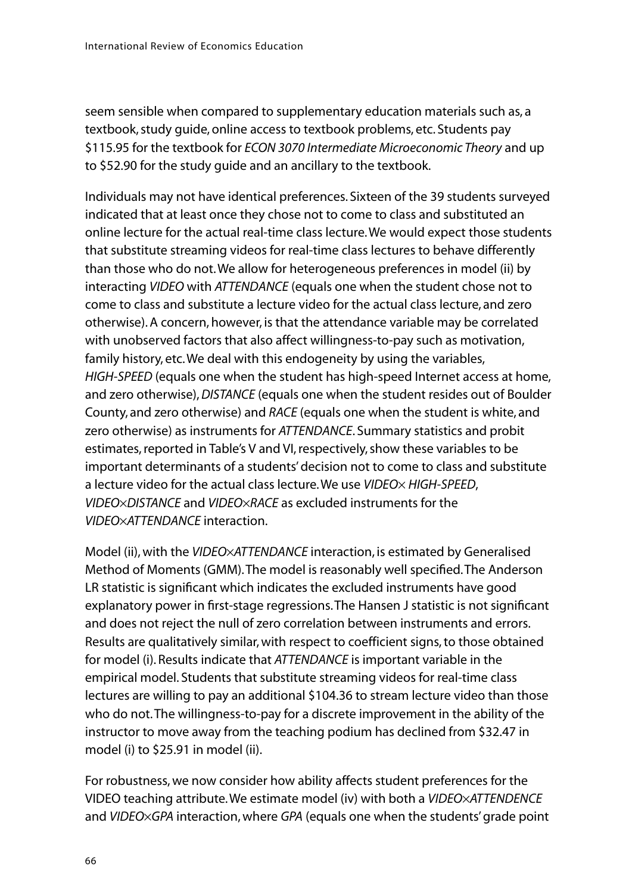seem sensible when compared to supplementary education materials such as, a textbook, study guide, online access to textbook problems, etc. Students pay \$115.95 for the textbook for *ECON 3070 Intermediate Microeconomic Theory* and up to \$52.90 for the study guide and an ancillary to the textbook.

Individuals may not have identical preferences. Sixteen of the 39 students surveyed indicated that at least once they chose not to come to class and substituted an online lecture for the actual real-time class lecture. We would expect those students that substitute streaming videos for real-time class lectures to behave differently than those who do not. We allow for heterogeneous preferences in model (ii) by interacting *VIDEO* with *ATTENDANCE* (equals one when the student chose not to come to class and substitute a lecture video for the actual class lecture, and zero otherwise). A concern, however, is that the attendance variable may be correlated with unobserved factors that also affect willingness-to-pay such as motivation, family history, etc. We deal with this endogeneity by using the variables, *HIGH-SPEED* (equals one when the student has high-speed Internet access at home, and zero otherwise), *DISTANCE* (equals one when the student resides out of Boulder County, and zero otherwise) and *RACE* (equals one when the student is white, and zero otherwise) as instruments for *ATTENDANCE*. Summary statistics and probit estimates, reported in Table's V and VI, respectively, show these variables to be important determinants of a students' decision not to come to class and substitute a lecture video for the actual class lecture. We use *VIDEO*× *HIGH-SPEED*, *VIDEO*×*DISTANCE* and *VIDEO*×*RACE* as excluded instruments for the *VIDEO*×*ATTENDANCE* interaction.

Model (ii), with the *VIDEO*×*ATTENDANCE* interaction, is estimated by Generalised Method of Moments (GMM). The model is reasonably well specified. The Anderson LR statistic is significant which indicates the excluded instruments have good explanatory power in first-stage regressions. The Hansen J statistic is not significant and does not reject the null of zero correlation between instruments and errors. Results are qualitatively similar, with respect to coefficient signs, to those obtained for model (i). Results indicate that *ATTENDANCE* is important variable in the empirical model. Students that substitute streaming videos for real-time class lectures are willing to pay an additional \$104.36 to stream lecture video than those who do not. The willingness-to-pay for a discrete improvement in the ability of the instructor to move away from the teaching podium has declined from \$32.47 in model (i) to \$25.91 in model (ii).

For robustness, we now consider how ability affects student preferences for the VIDEO teaching attribute. We estimate model (iv) with both a *VIDEO*×*ATTENDENCE* and *VIDEO*×*GPA* interaction, where *GPA* (equals one when the students' grade point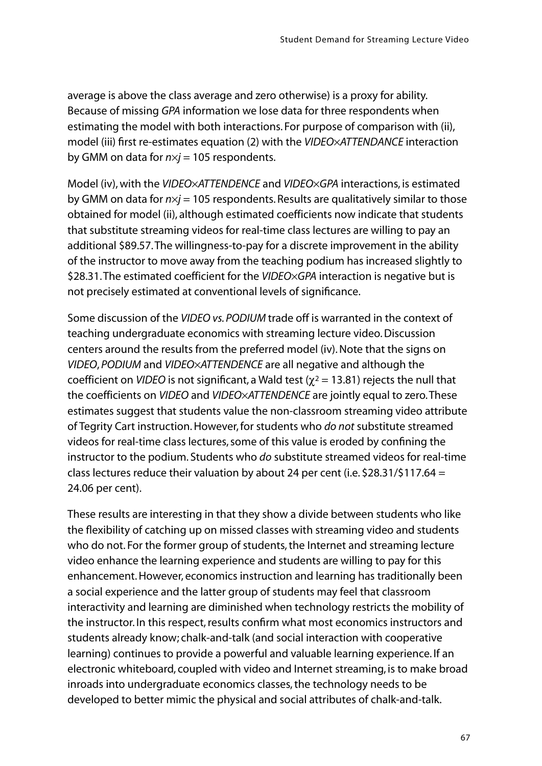average is above the class average and zero otherwise) is a proxy for ability. Because of missing *GPA* information we lose data for three respondents when estimating the model with both interactions. For purpose of comparison with (ii), model (iii) first re-estimates equation (2) with the *VIDEO*×*ATTENDANCE* interaction by GMM on data for $n \times j = 105$ respondents.

Model (iv), with the *VIDEO*×*ATTENDENCE* and *VIDEO*×*GPA* interactions, is estimated by GMM on data for $n \times j = 105$ respondents. Results are qualitatively similar to those obtained for model (ii), although estimated coefficients now indicate that students that substitute streaming videos for real-time class lectures are willing to pay an additional \$89.57. The willingness-to-pay for a discrete improvement in the ability of the instructor to move away from the teaching podium has increased slightly to \$28.31. The estimated coefficient for the *VIDEO*×*GPA* interaction is negative but is not precisely estimated at conventional levels of significance.

Some discussion of the *VIDEO vs. PODIUM* trade off is warranted in the context of teaching undergraduate economics with streaming lecture video. Discussion centers around the results from the preferred model (iv). Note that the signs on *VIDEO*, *PODIUM* and *VIDEO*×*ATTENDENCE* are all negative and although the coefficient on *VIDEO* is not significant, a Wald test ($\chi^2 = 13.81$) rejects the null that the coefficients on *VIDEO* and *VIDEO*×*ATTENDENCE* are jointly equal to zero. These estimates suggest that students value the non-classroom streaming video attribute of Tegrity Cart instruction. However, for students who *do not* substitute streamed videos for real-time class lectures, some of this value is eroded by confining the instructor to the podium. Students who *do* substitute streamed videos for real-time class lectures reduce their valuation by about 24 per cent (i.e. \$28.31/\$117.64 = 24.06 per cent).

These results are interesting in that they show a divide between students who like the flexibility of catching up on missed classes with streaming video and students who do not. For the former group of students, the Internet and streaming lecture video enhance the learning experience and students are willing to pay for this enhancement. However, economics instruction and learning has traditionally been a social experience and the latter group of students may feel that classroom interactivity and learning are diminished when technology restricts the mobility of the instructor. In this respect, results confirm what most economics instructors and students already know; chalk-and-talk (and social interaction with cooperative learning) continues to provide a powerful and valuable learning experience. If an electronic whiteboard, coupled with video and Internet streaming, is to make broad inroads into undergraduate economics classes, the technology needs to be developed to better mimic the physical and social attributes of chalk-and-talk.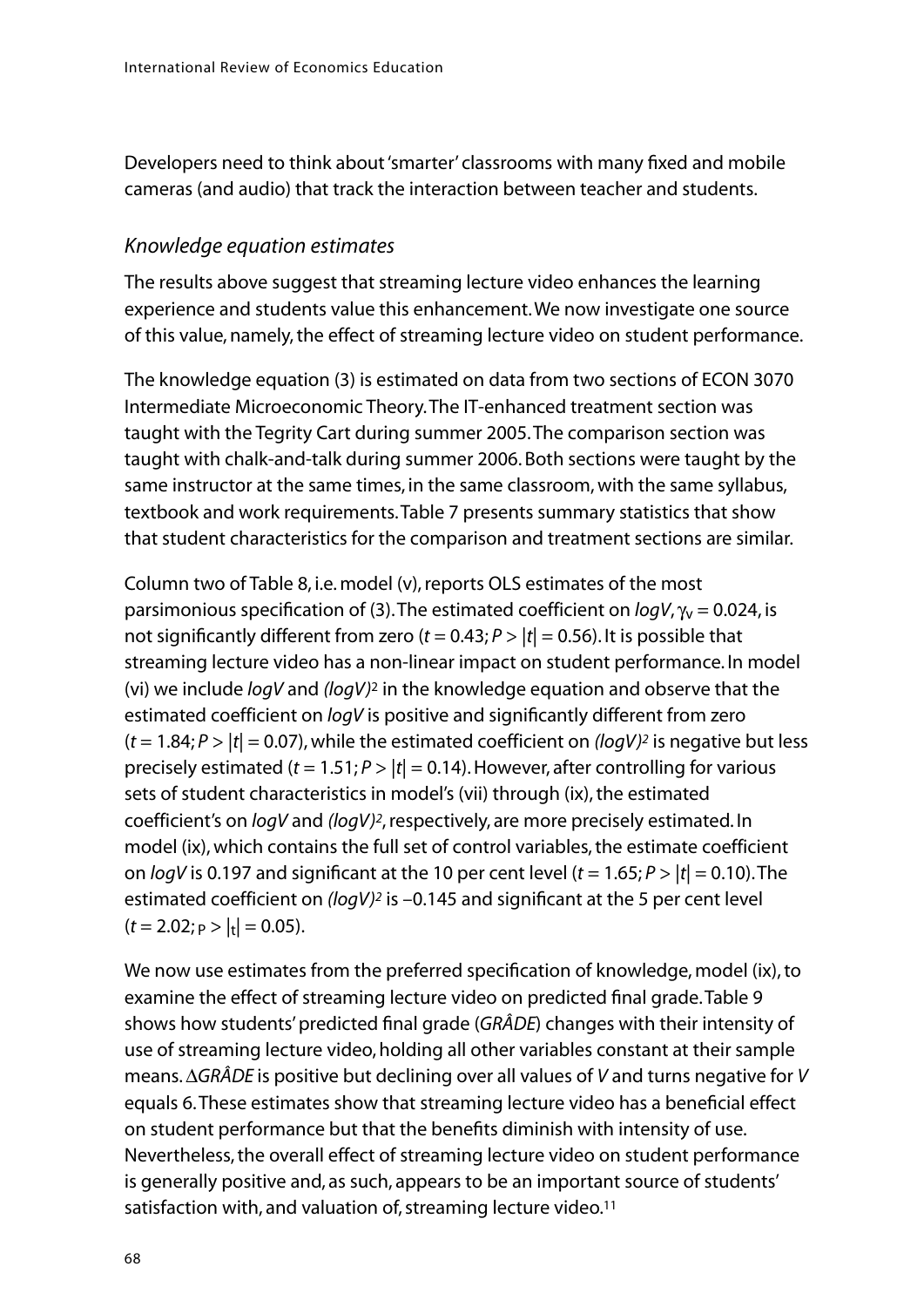Developers need to think about 'smarter' classrooms with many fixed and mobile cameras (and audio) that track the interaction between teacher and students.

### *Knowledge equation estimates*

The results above suggest that streaming lecture video enhances the learning experience and students value this enhancement. We now investigate one source of this value, namely, the effect of streaming lecture video on student performance.

The knowledge equation (3) is estimated on data from two sections of ECON 3070 Intermediate Microeconomic Theory. The IT-enhanced treatment section was taught with the Tegrity Cart during summer 2005. The comparison section was taught with chalk-and-talk during summer 2006. Both sections were taught by the same instructor at the same times, in the same classroom, with the same syllabus, textbook and work requirements. Table 7 presents summary statistics that show that student characteristics for the comparison and treatment sections are similar.

Column two of Table 8, i.e. model (v), reports OLS estimates of the most parsimonious specification of (3). The estimated coefficient on *logV*, $\gamma_V = 0.024$, is not significantly different from zero ($t = 0.43; P > |t| = 0.56$). It is possible that streaming lecture video has a non-linear impact on student performance. In model (vi) we include *logV* and $(logV)^2$ in the knowledge equation and observe that the estimated coefficient on *logV* is positive and significantly different from zero ($t = 1.84; P > |t| = 0.07$), while the estimated coefficient on $(logV)^2$ is negative but less precisely estimated ($t = 1.51; P > |t| = 0.14$). However, after controlling for various sets of student characteristics in model's (vii) through (ix), the estimated coefficient's on *logV* and $(logV)^2$, respectively, are more precisely estimated. In model (ix), which contains the full set of control variables, the estimate coefficient on *logV* is 0.197 and significant at the 10 per cent level ($t = 1.65; P > |t| = 0.10$). The estimated coefficient on $(logV)^2$ is –0.145 and significant at the 5 per cent level ($t = 2.02; P > |t| = 0.05$).

We now use estimates from the preferred specification of knowledge, model (ix), to examine the effect of streaming lecture video on predicted final grade. Table 9 shows how students' predicted final grade ($\hat{GRADE}$) changes with their intensity of use of streaming lecture video, holding all other variables constant at their sample means. $\Delta\hat{GRADE}$ is positive but declining over all values of *V* and turns negative for *V* equals 6. These estimates show that streaming lecture video has a beneficial effect on student performance but that the benefits diminish with intensity of use. Nevertheless, the overall effect of streaming lecture video on student performance is generally positive and, as such, appears to be an important source of students' satisfaction with, and valuation of, streaming lecture video.[11]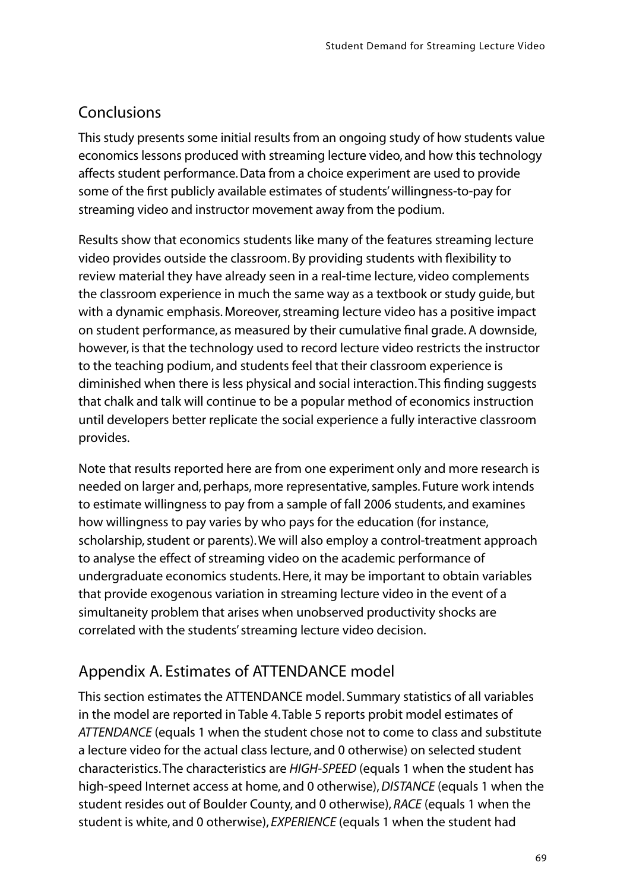## Conclusions

This study presents some initial results from an ongoing study of how students value economics lessons produced with streaming lecture video, and how this technology affects student performance. Data from a choice experiment are used to provide some of the first publicly available estimates of students' willingness-to-pay for streaming video and instructor movement away from the podium.

Results show that economics students like many of the features streaming lecture video provides outside the classroom. By providing students with flexibility to review material they have already seen in a real-time lecture, video complements the classroom experience in much the same way as a textbook or study guide, but with a dynamic emphasis. Moreover, streaming lecture video has a positive impact on student performance, as measured by their cumulative final grade. A downside, however, is that the technology used to record lecture video restricts the instructor to the teaching podium, and students feel that their classroom experience is diminished when there is less physical and social interaction. This finding suggests that chalk and talk will continue to be a popular method of economics instruction until developers better replicate the social experience a fully interactive classroom provides.

Note that results reported here are from one experiment only and more research is needed on larger and, perhaps, more representative, samples. Future work intends to estimate willingness to pay from a sample of fall 2006 students, and examines how willingness to pay varies by who pays for the education (for instance, scholarship, student or parents). We will also employ a control-treatment approach to analyse the effect of streaming video on the academic performance of undergraduate economics students. Here, it may be important to obtain variables that provide exogenous variation in streaming lecture video in the event of a simultaneity problem that arises when unobserved productivity shocks are correlated with the students' streaming lecture video decision.

## Appendix A. Estimates of ATTENDANCE model

This section estimates the ATTENDANCE model. Summary statistics of all variables in the model are reported in Table 4. Table 5 reports probit model estimates of *ATTENDANCE* (equals 1 when the student chose not to come to class and substitute a lecture video for the actual class lecture, and 0 otherwise) on selected student characteristics. The characteristics are *HIGH-SPEED* (equals 1 when the student has high-speed Internet access at home, and 0 otherwise), *DISTANCE* (equals 1 when the student resides out of Boulder County, and 0 otherwise), *RACE* (equals 1 when the student is white, and 0 otherwise), *EXPERIENCE* (equals 1 when the student had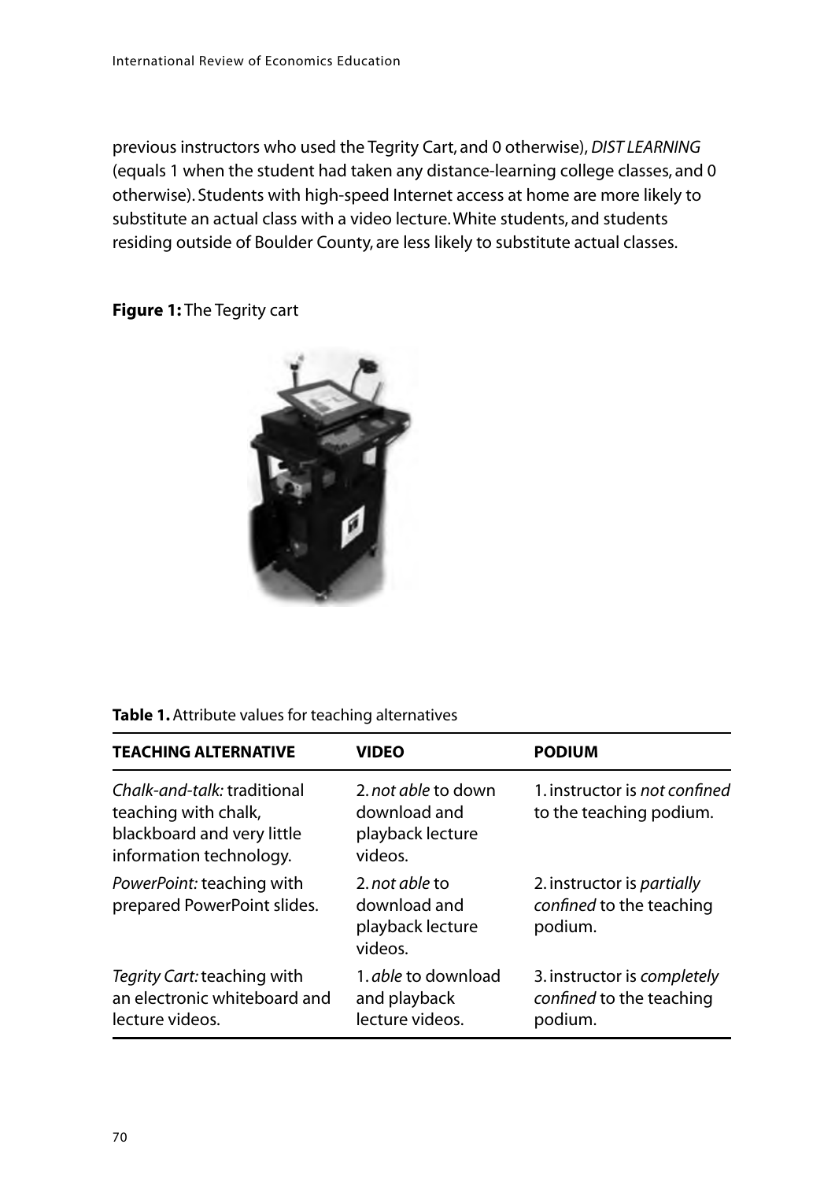previous instructors who used the Tegrity Cart, and 0 otherwise), *DIST LEARNING* (equals 1 when the student had taken any distance-learning college classes, and 0 otherwise). Students with high-speed Internet access at home are more likely to substitute an actual class with a video lecture. White students, and students residing outside of Boulder County, are less likely to substitute actual classes.

**Figure 1:** The Tegrity cart

**Table 1.** Attribute values for teaching alternatives

| TEACHING ALTERNATIVE | VIDEO | PODIUM |
|---|---|---|
| *Chalk-and-talk:* traditional teaching with chalk, blackboard and very little information technology. | 2. *not able* to down download and playback lecture videos. | 1. instructor is *not confined* to the teaching podium. |
| *PowerPoint:* teaching with prepared PowerPoint slides. | 2. *not able* to download and playback lecture videos. | 2. instructor is *partially confined* to the teaching podium. |
| *Tegrity Cart:* teaching with an electronic whiteboard and lecture videos. | 1. *able* to download and playback lecture videos. | 3. instructor is *completely confined* to the teaching podium. |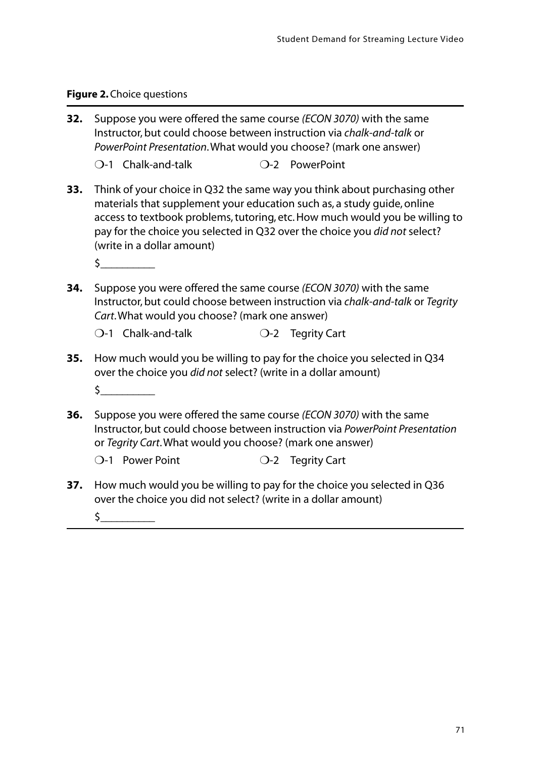**Figure 2.** Choice questions

**32.** Suppose you were offered the same course *(ECON 3070)* with the same Instructor, but could choose between instruction via *chalk-and-talk* or *PowerPoint Presentation*. What would you choose? (mark one answer)

❍-1 Chalk-and-talk ❍-2 PowerPoint

**33.** Think of your choice in Q32 the same way you think about purchasing other materials that supplement your education such as, a study guide, online access to textbook problems, tutoring, etc. How much would you be willing to pay for the choice you selected in Q32 over the choice you *did not* select? (write in a dollar amount)

$__________

**34.** Suppose you were offered the same course *(ECON 3070)* with the same Instructor, but could choose between instruction via *chalk-and-talk* or *Tegrity Cart*. What would you choose? (mark one answer)

❍-1 Chalk-and-talk ❍-2 Tegrity Cart

**35.** How much would you be willing to pay for the choice you selected in Q34 over the choice you *did not* select? (write in a dollar amount)

$__________

**36.** Suppose you were offered the same course *(ECON 3070)* with the same Instructor, but could choose between instruction via *PowerPoint Presentation* or *Tegrity Cart*. What would you choose? (mark one answer)

❍-1 Power Point ❍-2 Tegrity Cart

**37.** How much would you be willing to pay for the choice you selected in Q36 over the choice you did not select? (write in a dollar amount)

$__________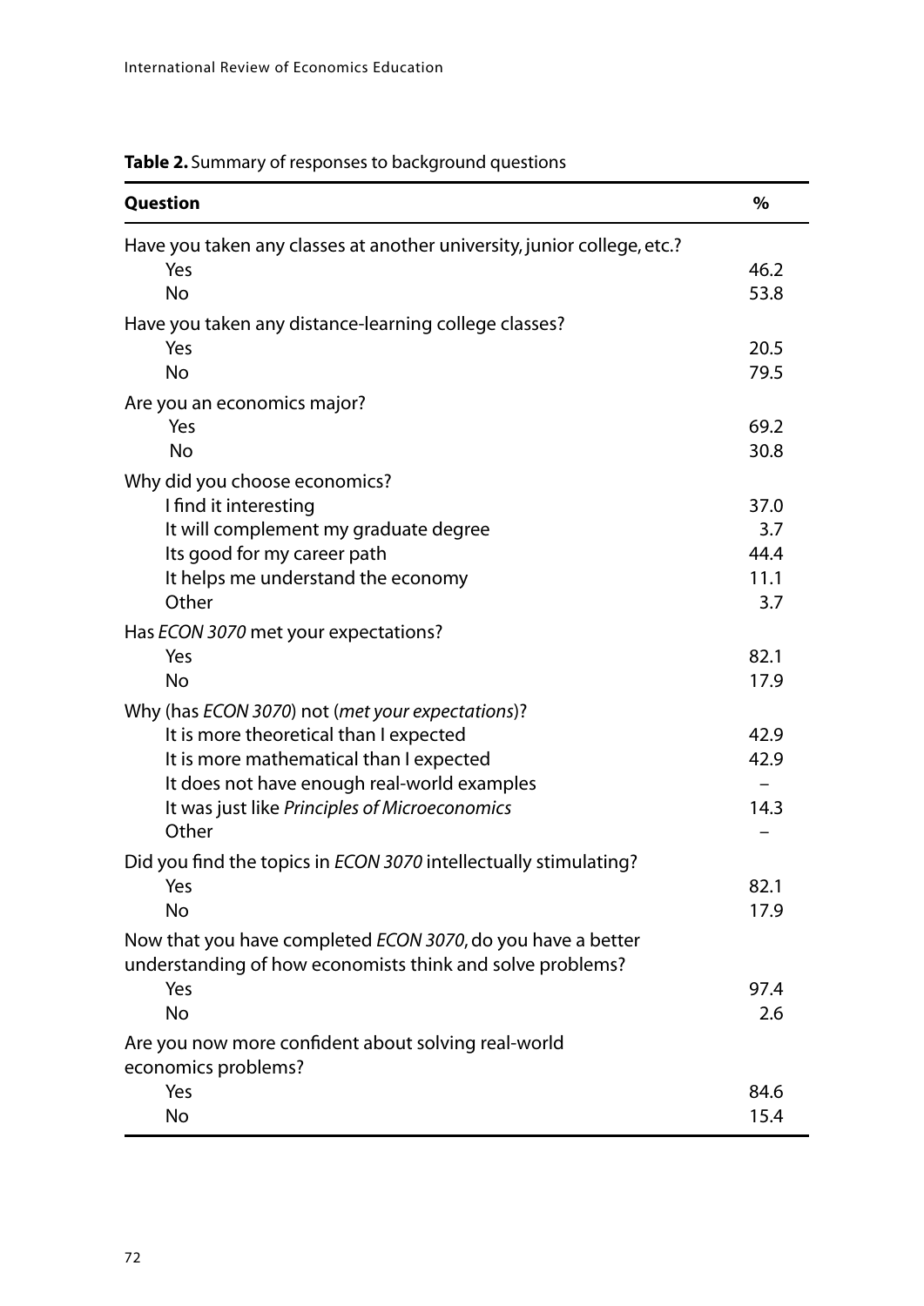**Table 2.** Summary of responses to background questions

| Question | % |
|---|---|
| Have you taken any classes at another university, junior college, etc.? | |
| Yes | 46.2 |
| No | 53.8 |
| Have you taken any distance-learning college classes? | |
| Yes | 20.5 |
| No | 79.5 |
| Are you an economics major? | |
| Yes | 69.2 |
| No | 30.8 |
| Why did you choose economics? | |
| I find it interesting | 37.0 |
| It will complement my graduate degree | 3.7 |
| Its good for my career path | 44.4 |
| It helps me understand the economy | 11.1 |
| Other | 3.7 |
| Has *ECON 3070* met your expectations? | |
| Yes | 82.1 |
| No | 17.9 |
| Why (has *ECON 3070*) not (*met your expectations*)? | |
| It is more theoretical than I expected | 42.9 |
| It is more mathematical than I expected | 42.9 |
| It does not have enough real-world examples | – |
| It was just like *Principles of Microeconomics* | 14.3 |
| Other | – |
| Did you find the topics in *ECON 3070* intellectually stimulating? | |
| Yes | 82.1 |
| No | 17.9 |
| Now that you have completed *ECON 3070*, do you have a better understanding of how economists think and solve problems? | |
| Yes | 97.4 |
| No | 2.6 |
| Are you now more confident about solving real-world economics problems? | |
| Yes | 84.6 |
| No | 15.4 |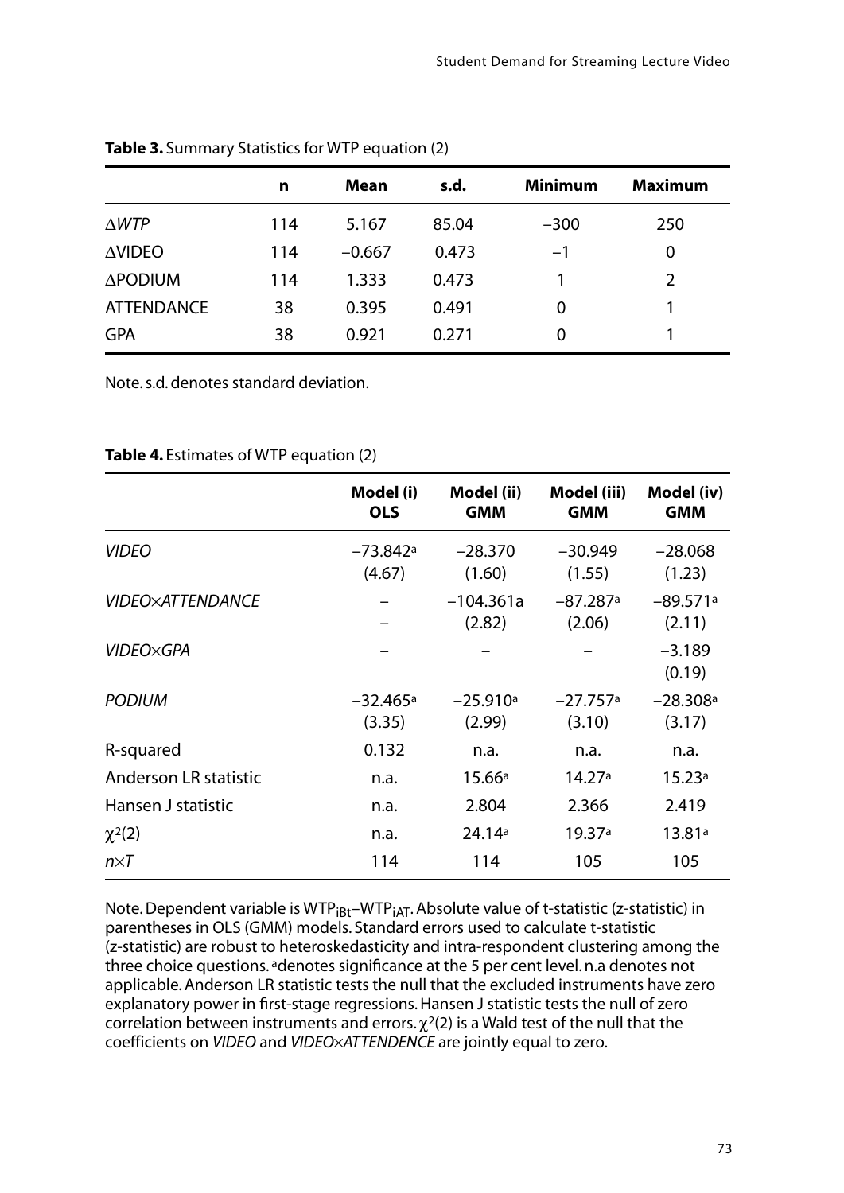**Table 3.** Summary Statistics for WTP equation (2)

| | n | Mean | s.d. | Minimum | Maximum |
|---|---|---|---|---|---|
| $\Delta WTP$ | 114 | 5.167 | 85.04 | −300 | 250 |
| ΔVIDEO | 114 | −0.667 | 0.473 | −1 | 0 |
| ΔPODIUM | 114 | 1.333 | 0.473 | 1 | 2 |
| ATTENDANCE | 38 | 0.395 | 0.491 | 0 | 1 |
| GPA | 38 | 0.921 | 0.271 | 0 | 1 |

Note. s.d. denotes standard deviation.

**Table 4.** Estimates of WTP equation (2)

| | Model (i) OLS | Model (ii) GMM | Model (iii) GMM | Model (iv) GMM |
|---|---|---|---|---|
| *VIDEO* | −73.842[a] (4.67) | −28.370 (1.60) | −30.949 (1.55) | −28.068 (1.23) |
| *VIDEO×ATTENDANCE* | – – | −104.361a (2.82) | −87.287[a] (2.06) | −89.571[a] (2.11) |
| *VIDEO×GPA* | – | – | – | −3.189 (0.19) |
| *PODIUM* | −32.465[a] (3.35) | −25.910[a] (2.99) | −27.757[a] (3.10) | −28.308[a] (3.17) |
| R-squared | 0.132 | n.a. | n.a. | n.a. |
| Anderson LR statistic | n.a. | 15.66[a] | 14.27[a] | 15.23[a] |
| Hansen J statistic | n.a. | 2.804 | 2.366 | 2.419 |
| $\chi^2(2)$ | n.a. | 24.14[a] | 19.37[a] | 13.81[a] |
| $n \times T$ | 114 | 114 | 105 | 105 |

Note. Dependent variable is $WTP_{iBt}$–$WTP_{iAT}$. Absolute value of t-statistic (z-statistic) in parentheses in OLS (GMM) models. Standard errors used to calculate t-statistic (z-statistic) are robust to heteroskedasticity and intra-respondent clustering among the three choice questions. [a]denotes significance at the 5 per cent level. n.a denotes not applicable. Anderson LR statistic tests the null that the excluded instruments have zero explanatory power in first-stage regressions. Hansen J statistic tests the null of zero correlation between instruments and errors. $\chi^2(2)$ is a Wald test of the null that the coefficients on *VIDEO* and *VIDEO×ATTENDENCE* are jointly equal to zero.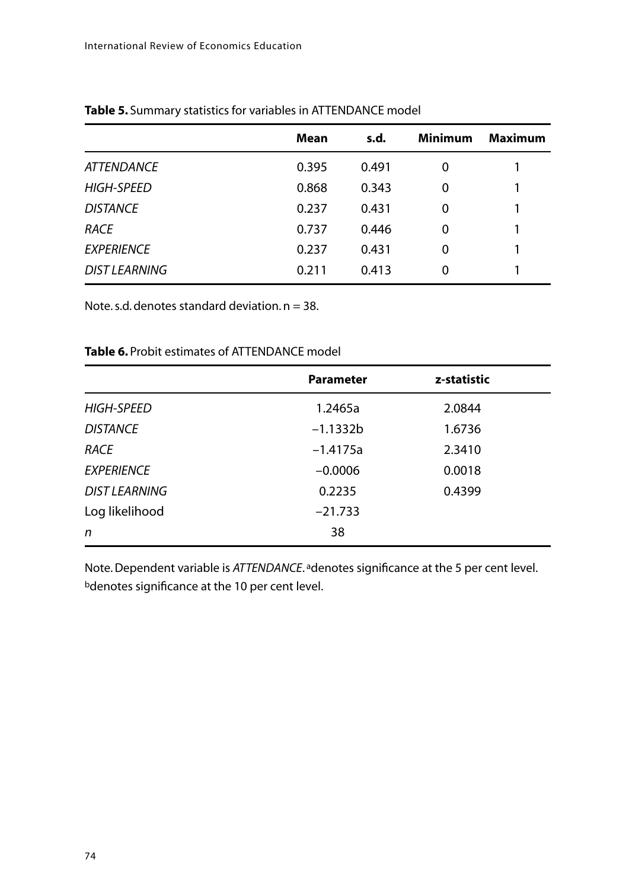**Table 5.** Summary statistics for variables in ATTENDANCE model

| | Mean | s.d. | Minimum | Maximum |
|---|---|---|---|---|
| *ATTENDANCE* | 0.395 | 0.491 | 0 | 1 |
| *HIGH-SPEED* | 0.868 | 0.343 | 0 | 1 |
| *DISTANCE* | 0.237 | 0.431 | 0 | 1 |
| *RACE* | 0.737 | 0.446 | 0 | 1 |
| *EXPERIENCE* | 0.237 | 0.431 | 0 | 1 |
| *DIST LEARNING* | 0.211 | 0.413 | 0 | 1 |

Note. s.d. denotes standard deviation. n = 38.

**Table 6.** Probit estimates of ATTENDANCE model

| | Parameter | z-statistic |
|---|---|---|
| *HIGH-SPEED* | 1.2465a | 2.0844 |
| *DISTANCE* | −1.1332b | 1.6736 |
| *RACE* | −1.4175a | 2.3410 |
| *EXPERIENCE* | −0.0006 | 0.0018 |
| *DIST LEARNING* | 0.2235 | 0.4399 |
| Log likelihood | −21.733 | |
| *n* | 38 | |

Note. Dependent variable is *ATTENDANCE*. [a]denotes significance at the 5 per cent level. [b]denotes significance at the 10 per cent level.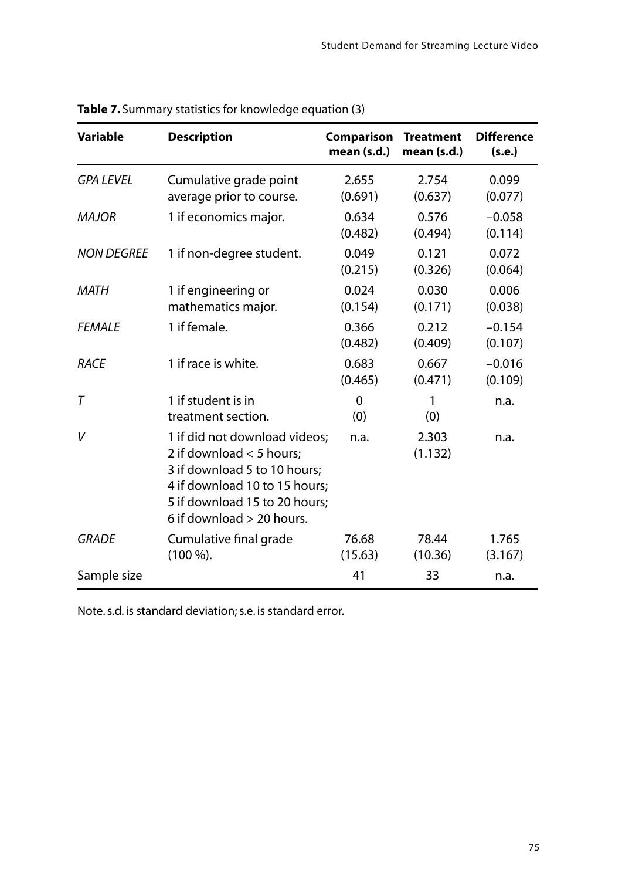**Table 7.** Summary statistics for knowledge equation (3)

| Variable | Description | Comparison mean (s.d.) | Treatment mean (s.d.) | Difference (s.e.) |
|---|---|---|---|---|
| *GPA LEVEL* | Cumulative grade point average prior to course. | 2.655 (0.691) | 2.754 (0.637) | 0.099 (0.077) |
| *MAJOR* | 1 if economics major. | 0.634 (0.482) | 0.576 (0.494) | −0.058 (0.114) |
| *NON DEGREE* | 1 if non-degree student. | 0.049 (0.215) | 0.121 (0.326) | 0.072 (0.064) |
| *MATH* | 1 if engineering or mathematics major. | 0.024 (0.154) | 0.030 (0.171) | 0.006 (0.038) |
| *FEMALE* | 1 if female. | 0.366 (0.482) | 0.212 (0.409) | −0.154 (0.107) |
| *RACE* | 1 if race is white. | 0.683 (0.465) | 0.667 (0.471) | −0.016 (0.109) |
| *T* | 1 if student is in treatment section. | 0 (0) | 1 (0) | n.a. |
| *V* | 1 if did not download videos; 2 if download < 5 hours; 3 if download 5 to 10 hours; 4 if download 10 to 15 hours; 5 if download 15 to 20 hours; 6 if download > 20 hours. | n.a. | 2.303 (1.132) | n.a. |
| *GRADE* | Cumulative final grade (100 %). | 76.68 (15.63) | 78.44 (10.36) | 1.765 (3.167) |
| Sample size | | 41 | 33 | n.a. |

Note. s.d. is standard deviation; s.e. is standard error.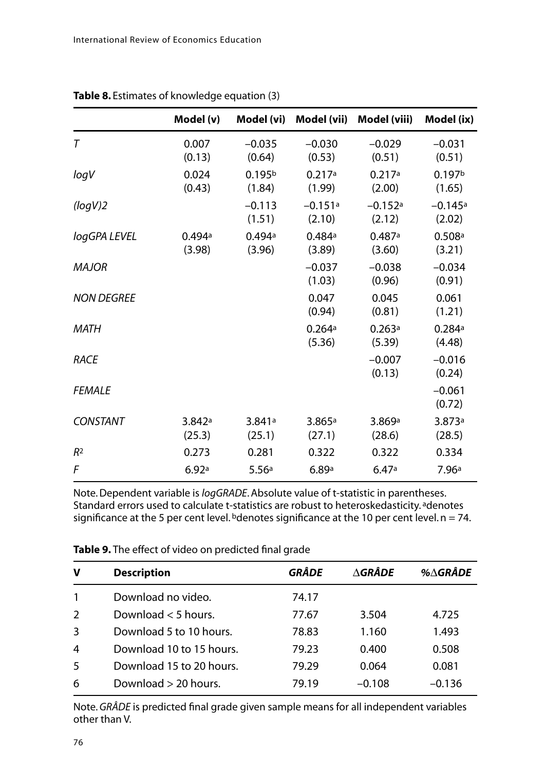**Table 8.** Estimates of knowledge equation (3)

| | Model (v) | Model (vi) | Model (vii) | Model (viii) | Model (ix) |
|---|---|---|---|---|---|
| *T* | 0.007<br>(0.13) | −0.035<br>(0.64) | −0.030<br>(0.53) | −0.029<br>(0.51) | −0.031<br>(0.51) |
| *logV* | 0.024<br>(0.43) | 0.195[b]<br>(1.84) | 0.217[a]<br>(1.99) | 0.217[a]<br>(2.00) | 0.197[b]<br>(1.65) |
| *(logV)2* | | −0.113<br>(1.51) | −0.151[a]<br>(2.10) | −0.152[a]<br>(2.12) | −0.145[a]<br>(2.02) |
| *logGPA LEVEL* | 0.494[a]<br>(3.98) | 0.494[a]<br>(3.96) | 0.484[a]<br>(3.89) | 0.487[a]<br>(3.60) | 0.508[a]<br>(3.21) |
| *MAJOR* | | | −0.037<br>(1.03) | −0.038<br>(0.96) | −0.034<br>(0.91) |
| *NON DEGREE* | | | 0.047<br>(0.94) | 0.045<br>(0.81) | 0.061<br>(1.21) |
| *MATH* | | | 0.264[a]<br>(5.36) | 0.263[a]<br>(5.39) | 0.284[a]<br>(4.48) |
| *RACE* | | | | −0.007<br>(0.13) | −0.016<br>(0.24) |
| *FEMALE* | | | | | −0.061<br>(0.72) |
| *CONSTANT* | 3.842[a]<br>(25.3) | 3.841[a]<br>(25.1) | 3.865[a]<br>(27.1) | 3.869[a]<br>(28.6) | 3.873[a]<br>(28.5) |
| $R^2$ | 0.273 | 0.281 | 0.322 | 0.322 | 0.334 |
| *F* | 6.92[a] | 5.56[a] | 6.89[a] | 6.47[a] | 7.96[a] |

Note. Dependent variable is *logGRADE*. Absolute value of t-statistic in parentheses. Standard errors used to calculate t-statistics are robust to heteroskedasticity. [a]denotes significance at the 5 per cent level. [b]denotes significance at the 10 per cent level. n = 74.

**Table 9.** The effect of video on predicted final grade

| V | Description | *GRÂDE* | *∆GRÂDE* | *%∆GRÂDE* |
|---|---|---|---|---|
| 1 | Download no video. | 74.17 | | |
| 2 | Download < 5 hours. | 77.67 | 3.504 | 4.725 |
| 3 | Download 5 to 10 hours. | 78.83 | 1.160 | 1.493 |
| 4 | Download 10 to 15 hours. | 79.23 | 0.400 | 0.508 |
| 5 | Download 15 to 20 hours. | 79.29 | 0.064 | 0.081 |
| 6 | Download > 20 hours. | 79.19 | −0.108 | −0.136 |

Note. *GRÂDE* is predicted final grade given sample means for all independent variables other than V.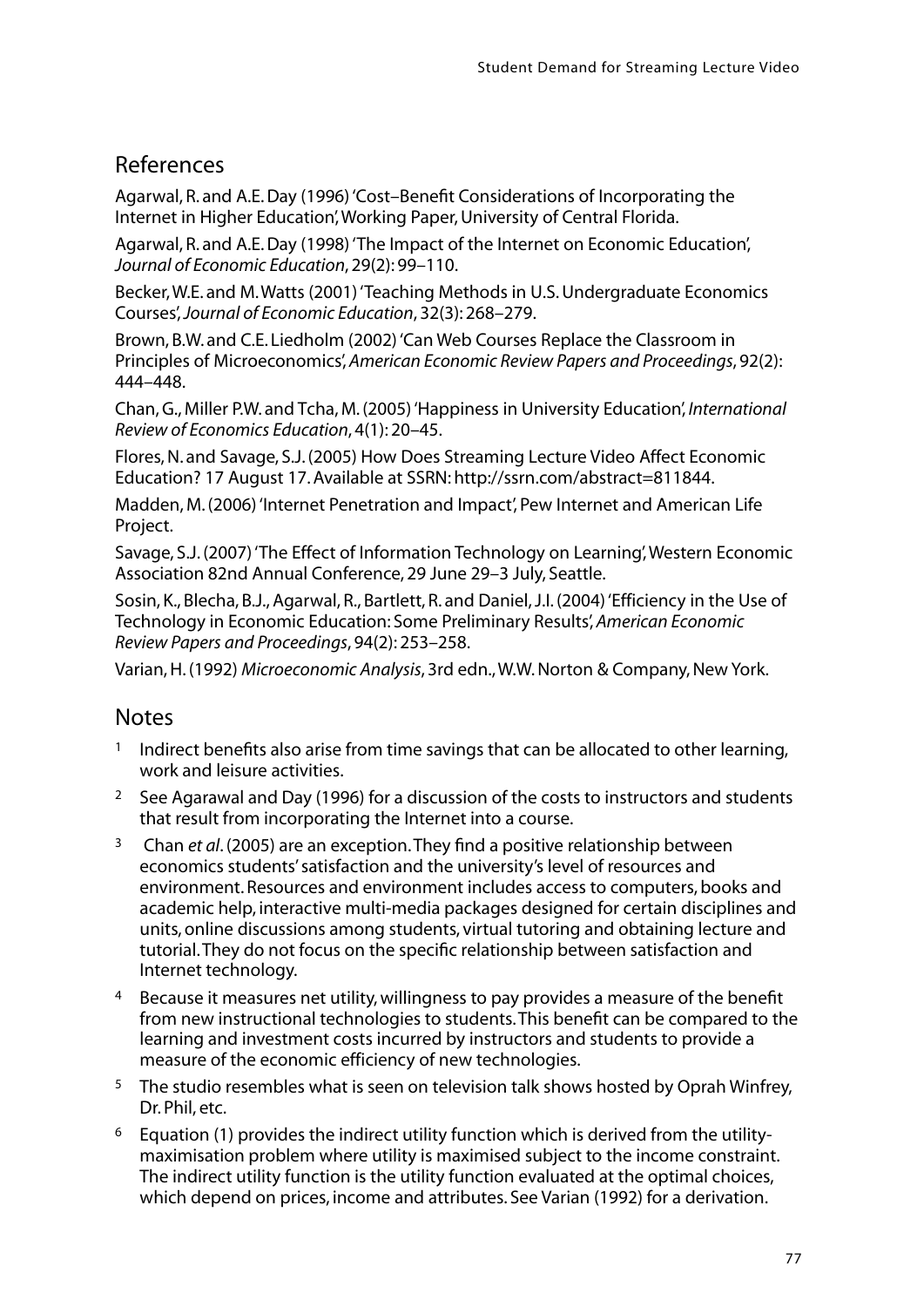## References

Agarwal, R. and A.E. Day (1996) 'Cost–Benefit Considerations of Incorporating the Internet in Higher Education', Working Paper, University of Central Florida.

Agarwal, R. and A.E. Day (1998) 'The Impact of the Internet on Economic Education', *Journal of Economic Education*, 29(2): 99–110.

Becker, W.E. and M. Watts (2001) 'Teaching Methods in U.S. Undergraduate Economics Courses', *Journal of Economic Education*, 32(3): 268–279.

Brown, B.W. and C.E. Liedholm (2002) 'Can Web Courses Replace the Classroom in Principles of Microeconomics', *American Economic Review Papers and Proceedings*, 92(2): 444–448.

Chan, G., Miller P.W. and Tcha, M. (2005) 'Happiness in University Education', *International Review of Economics Education*, 4(1): 20–45.

Flores, N. and Savage, S.J. (2005) How Does Streaming Lecture Video Affect Economic Education? 17 August 17. Available at SSRN: http://ssrn.com/abstract=811844.

Madden, M. (2006) 'Internet Penetration and Impact', Pew Internet and American Life Project.

Savage, S.J. (2007) 'The Effect of Information Technology on Learning', Western Economic Association 82nd Annual Conference, 29 June 29–3 July, Seattle.

Sosin, K., Blecha, B.J., Agarwal, R., Bartlett, R. and Daniel, J.I. (2004) 'Efficiency in the Use of Technology in Economic Education: Some Preliminary Results', *American Economic Review Papers and Proceedings*, 94(2): 253–258.

Varian, H. (1992) *Microeconomic Analysis*, 3rd edn., W.W. Norton & Company, New York.

## Notes

1. Indirect benefits also arise from time savings that can be allocated to other learning, work and leisure activities.
2. See Agarawal and Day (1996) for a discussion of the costs to instructors and students that result from incorporating the Internet into a course.
3. Chan *et al*. (2005) are an exception. They find a positive relationship between economics students' satisfaction and the university's level of resources and environment. Resources and environment includes access to computers, books and academic help, interactive multi-media packages designed for certain disciplines and units, online discussions among students, virtual tutoring and obtaining lecture and tutorial. They do not focus on the specific relationship between satisfaction and Internet technology.
4. Because it measures net utility, willingness to pay provides a measure of the benefit from new instructional technologies to students. This benefit can be compared to the learning and investment costs incurred by instructors and students to provide a measure of the economic efficiency of new technologies.
5. The studio resembles what is seen on television talk shows hosted by Oprah Winfrey, Dr. Phil, etc.
6. Equation (1) provides the indirect utility function which is derived from the utility-maximisation problem where utility is maximised subject to the income constraint. The indirect utility function is the utility function evaluated at the optimal choices, which depend on prices, income and attributes. See Varian (1992) for a derivation.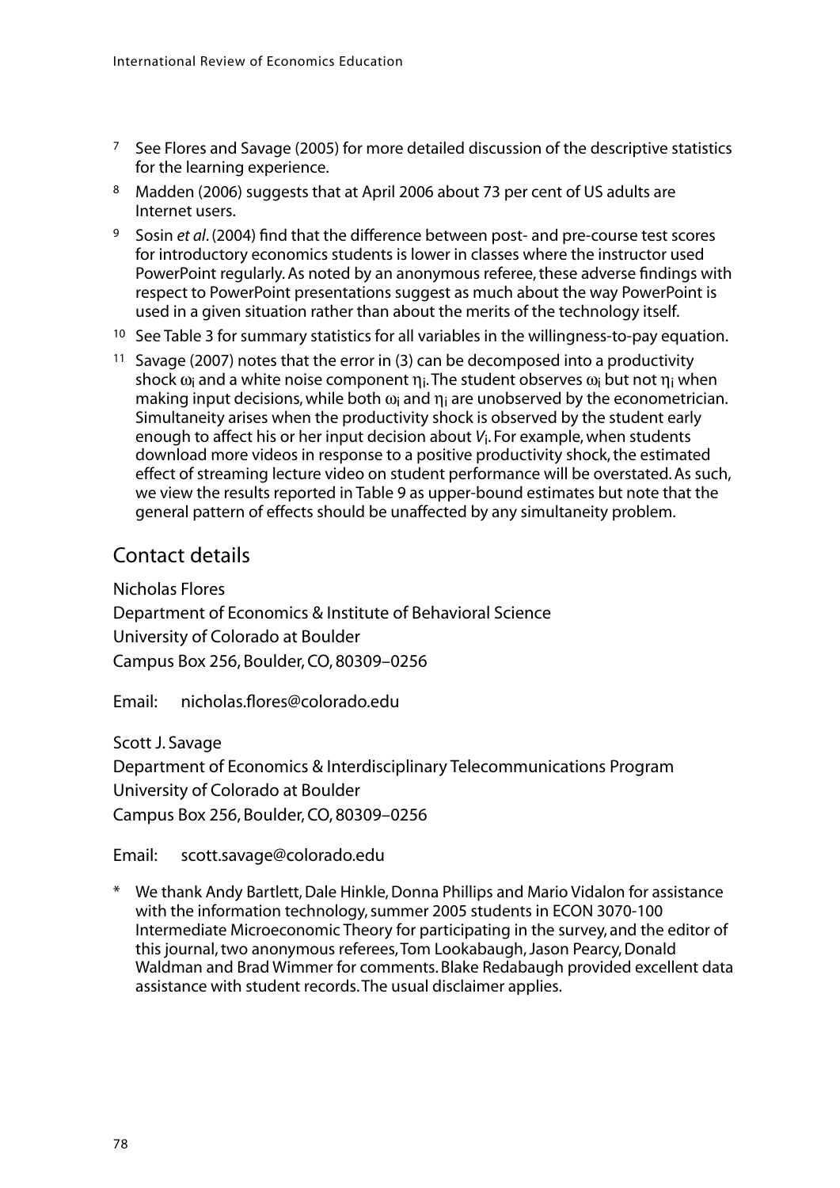7 See Flores and Savage (2005) for more detailed discussion of the descriptive statistics for the learning experience.

8 Madden (2006) suggests that at April 2006 about 73 per cent of US adults are Internet users.

9 Sosin *et al*. (2004) find that the difference between post- and pre-course test scores for introductory economics students is lower in classes where the instructor used PowerPoint regularly. As noted by an anonymous referee, these adverse findings with respect to PowerPoint presentations suggest as much about the way PowerPoint is used in a given situation rather than about the merits of the technology itself.

10 See Table 3 for summary statistics for all variables in the willingness-to-pay equation.

11 Savage (2007) notes that the error in (3) can be decomposed into a productivity shock $\omega_i$ and a white noise component $\eta_i$. The student observes $\omega_i$ but not $\eta_i$ when making input decisions, while both $\omega_i$ and $\eta_i$ are unobserved by the econometrician. Simultaneity arises when the productivity shock is observed by the student early enough to affect his or her input decision about $V_i$. For example, when students download more videos in response to a positive productivity shock, the estimated effect of streaming lecture video on student performance will be overstated. As such, we view the results reported in Table 9 as upper-bound estimates but note that the general pattern of effects should be unaffected by any simultaneity problem.

## Contact details

Nicholas Flores
Department of Economics & Institute of Behavioral Science
University of Colorado at Boulder
Campus Box 256, Boulder, CO, 80309–0256

Email: nicholas.flores@colorado.edu

Scott J. Savage
Department of Economics & Interdisciplinary Telecommunications Program
University of Colorado at Boulder
Campus Box 256, Boulder, CO, 80309–0256

Email: scott.savage@colorado.edu

\* We thank Andy Bartlett, Dale Hinkle, Donna Phillips and Mario Vidalon for assistance with the information technology, summer 2005 students in ECON 3070-100 Intermediate Microeconomic Theory for participating in the survey, and the editor of this journal, two anonymous referees, Tom Lookabaugh, Jason Pearcy, Donald Waldman and Brad Wimmer for comments. Blake Redabaugh provided excellent data assistance with student records. The usual disclaimer applies.